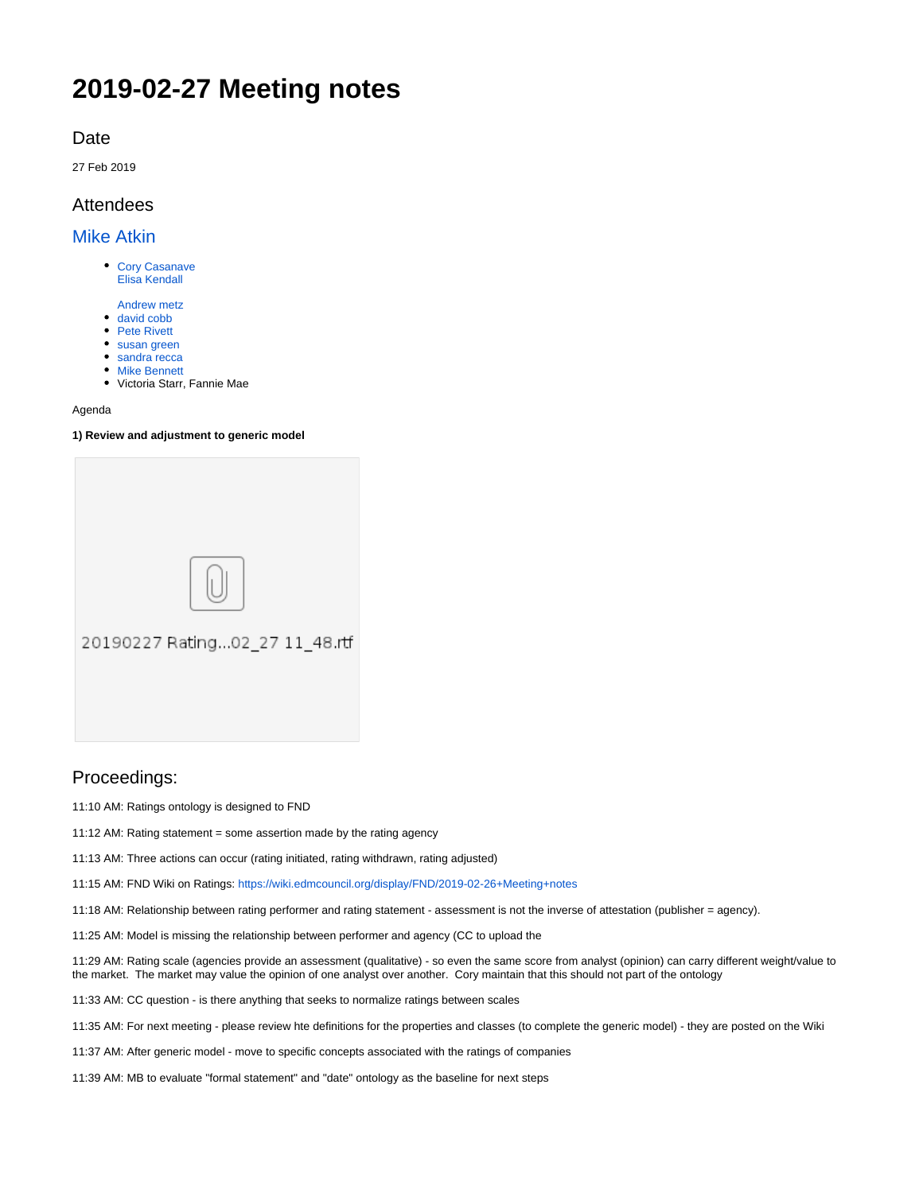# 2019-02-27 Meeting notes

## Date

27 Feb 2019

## Attendees

## Mike Atkin

- Cory Casanave
  Elisa Kendall

  Andrew metz
- david cobb
- Pete Rivett
- susan green
- sandra recca
- Mike Bennett
- Victoria Starr, Fannie Mae

Agenda

**1) Review and adjustment to generic model**

20190227 Rating...02_27 11_48.rtf

## Proceedings:

11:10 AM: Ratings ontology is designed to FND

11:12 AM: Rating statement = some assertion made by the rating agency

11:13 AM: Three actions can occur (rating initiated, rating withdrawn, rating adjusted)

11:15 AM: FND Wiki on Ratings: https://wiki.edmcouncil.org/display/FND/2019-02-26+Meeting+notes

11:18 AM: Relationship between rating performer and rating statement - assessment is not the inverse of attestation (publisher = agency).

11:25 AM: Model is missing the relationship between performer and agency (CC to upload the

11:29 AM: Rating scale (agencies provide an assessment (qualitative) - so even the same score from analyst (opinion) can carry different weight/value to the market. The market may value the opinion of one analyst over another. Cory maintain that this should not part of the ontology

11:33 AM: CC question - is there anything that seeks to normalize ratings between scales

11:35 AM: For next meeting - please review hte definitions for the properties and classes (to complete the generic model) - they are posted on the Wiki

11:37 AM: After generic model - move to specific concepts associated with the ratings of companies

11:39 AM: MB to evaluate "formal statement" and "date" ontology as the baseline for next steps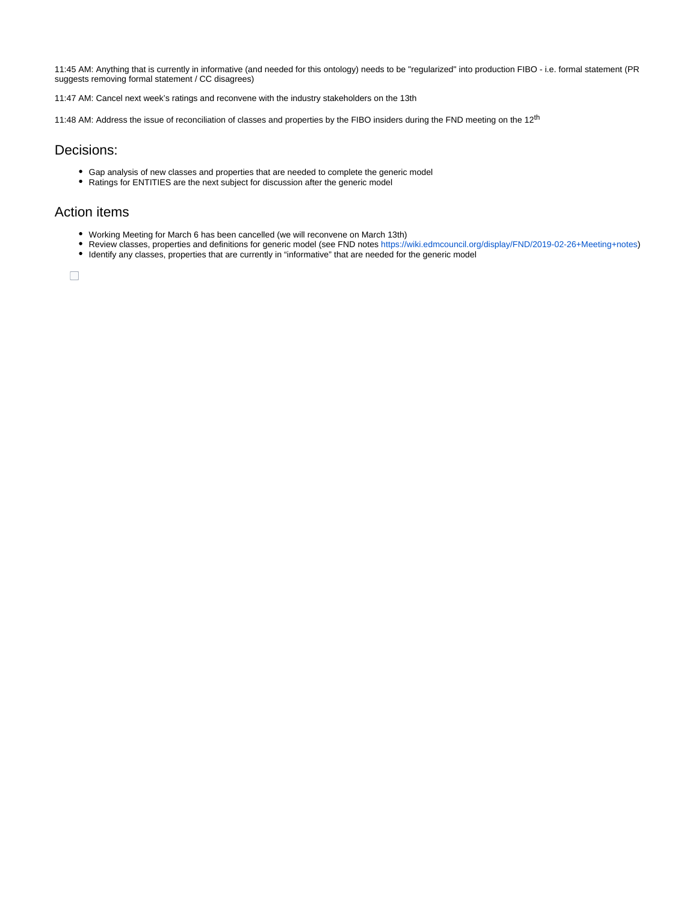11:45 AM: Anything that is currently in informative (and needed for this ontology) needs to be "regularized" into production FIBO - i.e. formal statement (PR suggests removing formal statement / CC disagrees)

11:47 AM: Cancel next week's ratings and reconvene with the industry stakeholders on the 13th

11:48 AM: Address the issue of reconciliation of classes and properties by the FIBO insiders during the FND meeting on the 12th

## Decisions:

- Gap analysis of new classes and properties that are needed to complete the generic model
- Ratings for ENTITIES are the next subject for discussion after the generic model

## Action items

- Working Meeting for March 6 has been cancelled (we will reconvene on March 13th)
- Review classes, properties and definitions for generic model (see FND notes https://wiki.edmcouncil.org/display/FND/2019-02-26+Meeting+notes)
- Identify any classes, properties that are currently in "informative" that are needed for the generic model

- [ ]